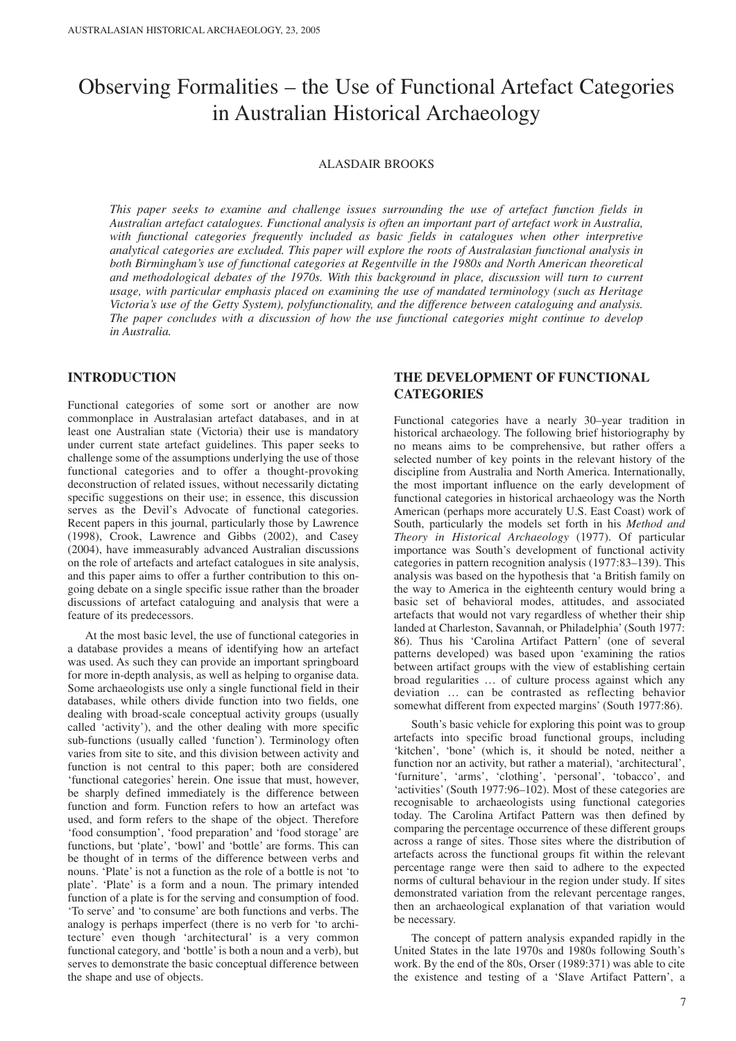# Observing Formalities – the Use of Functional Artefact Categories in Australian Historical Archaeology

ALASDAIR BROOKS

*This paper seeks to examine and challenge issues surrounding the use of artefact function fields in Australian artefact catalogues. Functional analysis is often an important part of artefact work in Australia, with functional categories frequently included as basic fields in catalogues when other interpretive analytical categories are excluded. This paper will explore the roots of Australasian functional analysis in both Birmingham's use of functional categories at Regentville in the 1980s and North American theoretical and methodological debates of the 1970s. With this background in place, discussion will turn to current usage, with particular emphasis placed on examining the use of mandated terminology (such as Heritage Victoria's use of the Getty System), polyfunctionality, and the difference between cataloguing and analysis. The paper concludes with a discussion of how the use functional categories might continue to develop in Australia.*

## INTRODUCTION

Functional categories of some sort or another are now commonplace in Australasian artefact databases, and in at least one Australian state (Victoria) their use is mandatory under current state artefact guidelines. This paper seeks to challenge some of the assumptions underlying the use of those functional categories and to offer a thought-provoking deconstruction of related issues, without necessarily dictating specific suggestions on their use; in essence, this discussion serves as the Devil's Advocate of functional categories. Recent papers in this journal, particularly those by Lawrence (1998), Crook, Lawrence and Gibbs (2002), and Casey (2004), have immeasurably advanced Australian discussions on the role of artefacts and artefact catalogues in site analysis, and this paper aims to offer a further contribution to this on-going debate on a single specific issue rather than the broader discussions of artefact cataloguing and analysis that were a feature of its predecessors.

At the most basic level, the use of functional categories in a database provides a means of identifying how an artefact was used. As such they can provide an important springboard for more in-depth analysis, as well as helping to organise data. Some archaeologists use only a single functional field in their databases, while others divide function into two fields, one dealing with broad-scale conceptual activity groups (usually called 'activity'), and the other dealing with more specific sub-functions (usually called 'function'). Terminology often varies from site to site, and this division between activity and function is not central to this paper; both are considered 'functional categories' herein. One issue that must, however, be sharply defined immediately is the difference between function and form. Function refers to how an artefact was used, and form refers to the shape of the object. Therefore 'food consumption', 'food preparation' and 'food storage' are functions, but 'plate', 'bowl' and 'bottle' are forms. This can be thought of in terms of the difference between verbs and nouns. 'Plate' is not a function as the role of a bottle is not 'to plate'. 'Plate' is a form and a noun. The primary intended function of a plate is for the serving and consumption of food. 'To serve' and 'to consume' are both functions and verbs. The analogy is perhaps imperfect (there is no verb for 'to architecture' even though 'architectural' is a very common functional category, and 'bottle' is both a noun and a verb), but serves to demonstrate the basic conceptual difference between the shape and use of objects.

## THE DEVELOPMENT OF FUNCTIONAL CATEGORIES

Functional categories have a nearly 30–year tradition in historical archaeology. The following brief historiography by no means aims to be comprehensive, but rather offers a selected number of key points in the relevant history of the discipline from Australia and North America. Internationally, the most important influence on the early development of functional categories in historical archaeology was the North American (perhaps more accurately U.S. East Coast) work of South, particularly the models set forth in his *Method and Theory in Historical Archaeology* (1977). Of particular importance was South's development of functional activity categories in pattern recognition analysis (1977:83–139). This analysis was based on the hypothesis that 'a British family on the way to America in the eighteenth century would bring a basic set of behavioral modes, attitudes, and associated artefacts that would not vary regardless of whether their ship landed at Charleston, Savannah, or Philadelphia' (South 1977: 86). Thus his 'Carolina Artifact Pattern' (one of several patterns developed) was based upon 'examining the ratios between artifact groups with the view of establishing certain broad regularities … of culture process against which any deviation … can be contrasted as reflecting behavior somewhat different from expected margins' (South 1977:86).

South's basic vehicle for exploring this point was to group artefacts into specific broad functional groups, including 'kitchen', 'bone' (which is, it should be noted, neither a function nor an activity, but rather a material), 'architectural', 'furniture', 'arms', 'clothing', 'personal', 'tobacco', and 'activities' (South 1977:96–102). Most of these categories are recognisable to archaeologists using functional categories today. The Carolina Artifact Pattern was then defined by comparing the percentage occurrence of these different groups across a range of sites. Those sites where the distribution of artefacts across the functional groups fit within the relevant percentage range were then said to adhere to the expected norms of cultural behaviour in the region under study. If sites demonstrated variation from the relevant percentage ranges, then an archaeological explanation of that variation would be necessary.

The concept of pattern analysis expanded rapidly in the United States in the late 1970s and 1980s following South's work. By the end of the 80s, Orser (1989:371) was able to cite the existence and testing of a 'Slave Artifact Pattern', a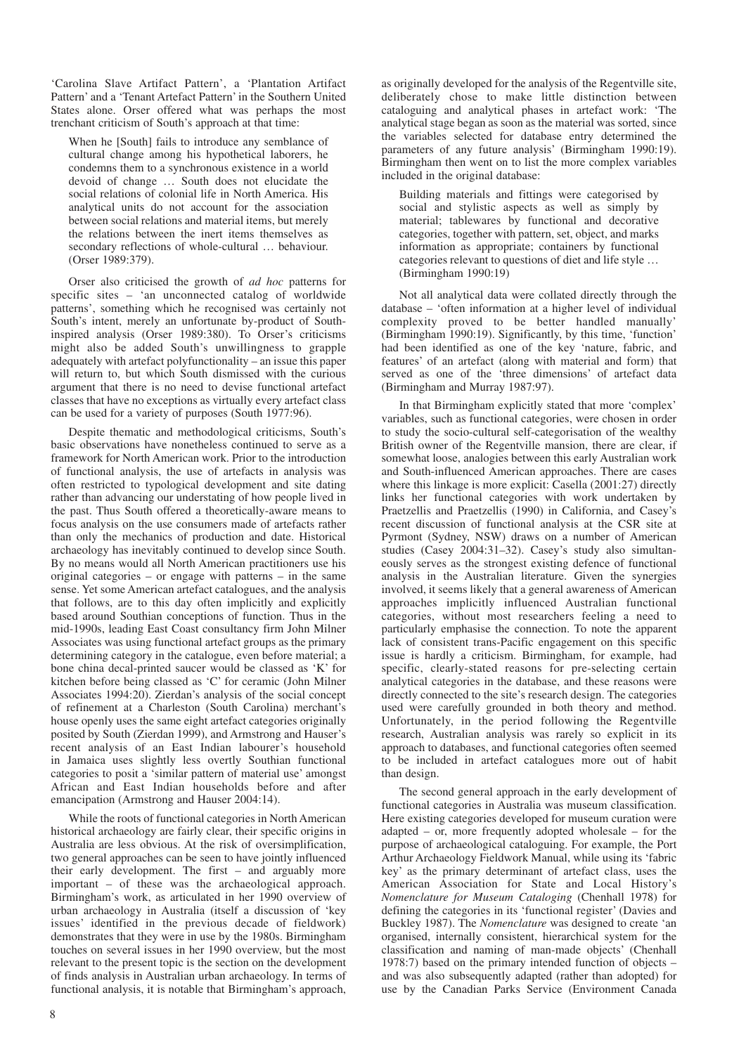'Carolina Slave Artifact Pattern', a 'Plantation Artifact Pattern' and a 'Tenant Artefact Pattern' in the Southern United States alone. Orser offered what was perhaps the most trenchant criticism of South's approach at that time:

> When he [South] fails to introduce any semblance of cultural change among his hypothetical laborers, he condemns them to a synchronous existence in a world devoid of change … South does not elucidate the social relations of colonial life in North America. His analytical units do not account for the association between social relations and material items, but merely the relations between the inert items themselves as secondary reflections of whole-cultural … behaviour. (Orser 1989:379).

Orser also criticised the growth of *ad hoc* patterns for specific sites – 'an unconnected catalog of worldwide patterns', something which he recognised was certainly not South's intent, merely an unfortunate by-product of South-inspired analysis (Orser 1989:380). To Orser's criticisms might also be added South's unwillingness to grapple adequately with artefact polyfunctionality – an issue this paper will return to, but which South dismissed with the curious argument that there is no need to devise functional artefact classes that have no exceptions as virtually every artefact class can be used for a variety of purposes (South 1977:96).

Despite thematic and methodological criticisms, South's basic observations have nonetheless continued to serve as a framework for North American work. Prior to the introduction of functional analysis, the use of artefacts in analysis was often restricted to typological development and site dating rather than advancing our understating of how people lived in the past. Thus South offered a theoretically-aware means to focus analysis on the use consumers made of artefacts rather than only the mechanics of production and date. Historical archaeology has inevitably continued to develop since South. By no means would all North American practitioners use his original categories – or engage with patterns – in the same sense. Yet some American artefact catalogues, and the analysis that follows, are to this day often implicitly and explicitly based around Southian conceptions of function. Thus in the mid-1990s, leading East Coast consultancy firm John Milner Associates was using functional artefact groups as the primary determining category in the catalogue, even before material; a bone china decal-printed saucer would be classed as 'K' for kitchen before being classed as 'C' for ceramic (John Milner Associates 1994:20). Zierdan's analysis of the social concept of refinement at a Charleston (South Carolina) merchant's house openly uses the same eight artefact categories originally posited by South (Zierdan 1999), and Armstrong and Hauser's recent analysis of an East Indian labourer's household in Jamaica uses slightly less overtly Southian functional categories to posit a 'similar pattern of material use' amongst African and East Indian households before and after emancipation (Armstrong and Hauser 2004:14).

While the roots of functional categories in North American historical archaeology are fairly clear, their specific origins in Australia are less obvious. At the risk of oversimplification, two general approaches can be seen to have jointly influenced their early development. The first – and arguably more important – of these was the archaeological approach. Birmingham's work, as articulated in her 1990 overview of urban archaeology in Australia (itself a discussion of 'key issues' identified in the previous decade of fieldwork) demonstrates that they were in use by the 1980s. Birmingham touches on several issues in her 1990 overview, but the most relevant to the present topic is the section on the development of finds analysis in Australian urban archaeology. In terms of functional analysis, it is notable that Birmingham's approach, as originally developed for the analysis of the Regentville site, deliberately chose to make little distinction between cataloguing and analytical phases in artefact work: 'The analytical stage began as soon as the material was sorted, since the variables selected for database entry determined the parameters of any future analysis' (Birmingham 1990:19). Birmingham then went on to list the more complex variables included in the original database:

> Building materials and fittings were categorised by social and stylistic aspects as well as simply by material; tablewares by functional and decorative categories, together with pattern, set, object, and marks information as appropriate; containers by functional categories relevant to questions of diet and life style … (Birmingham 1990:19)

Not all analytical data were collated directly through the database – 'often information at a higher level of individual complexity proved to be better handled manually' (Birmingham 1990:19). Significantly, by this time, 'function' had been identified as one of the key 'nature, fabric, and features' of an artefact (along with material and form) that served as one of the 'three dimensions' of artefact data (Birmingham and Murray 1987:97).

In that Birmingham explicitly stated that more 'complex' variables, such as functional categories, were chosen in order to study the socio-cultural self-categorisation of the wealthy British owner of the Regentville mansion, there are clear, if somewhat loose, analogies between this early Australian work and South-influenced American approaches. There are cases where this linkage is more explicit: Casella (2001:27) directly links her functional categories with work undertaken by Praetzellis and Praetzellis (1990) in California, and Casey's recent discussion of functional analysis at the CSR site at Pyrmont (Sydney, NSW) draws on a number of American studies (Casey 2004:31–32). Casey's study also simultaneously serves as the strongest existing defence of functional analysis in the Australian literature. Given the synergies involved, it seems likely that a general awareness of American approaches implicitly influenced Australian functional categories, without most researchers feeling a need to particularly emphasise the connection. To note the apparent lack of consistent trans-Pacific engagement on this specific issue is hardly a criticism. Birmingham, for example, had specific, clearly-stated reasons for pre-selecting certain analytical categories in the database, and these reasons were directly connected to the site's research design. The categories used were carefully grounded in both theory and method. Unfortunately, in the period following the Regentville research, Australian analysis was rarely so explicit in its approach to databases, and functional categories often seemed to be included in artefact catalogues more out of habit than design.

The second general approach in the early development of functional categories in Australia was museum classification. Here existing categories developed for museum curation were adapted – or, more frequently adopted wholesale – for the purpose of archaeological cataloguing. For example, the Port Arthur Archaeology Fieldwork Manual, while using its 'fabric key' as the primary determinant of artefact class, uses the American Association for State and Local History's *Nomenclature for Museum Cataloging* (Chenhall 1978) for defining the categories in its 'functional register' (Davies and Buckley 1987). The *Nomenclature* was designed to create 'an organised, internally consistent, hierarchical system for the classification and naming of man-made objects' (Chenhall 1978:7) based on the primary intended function of objects – and was also subsequently adapted (rather than adopted) for use by the Canadian Parks Service (Environment Canada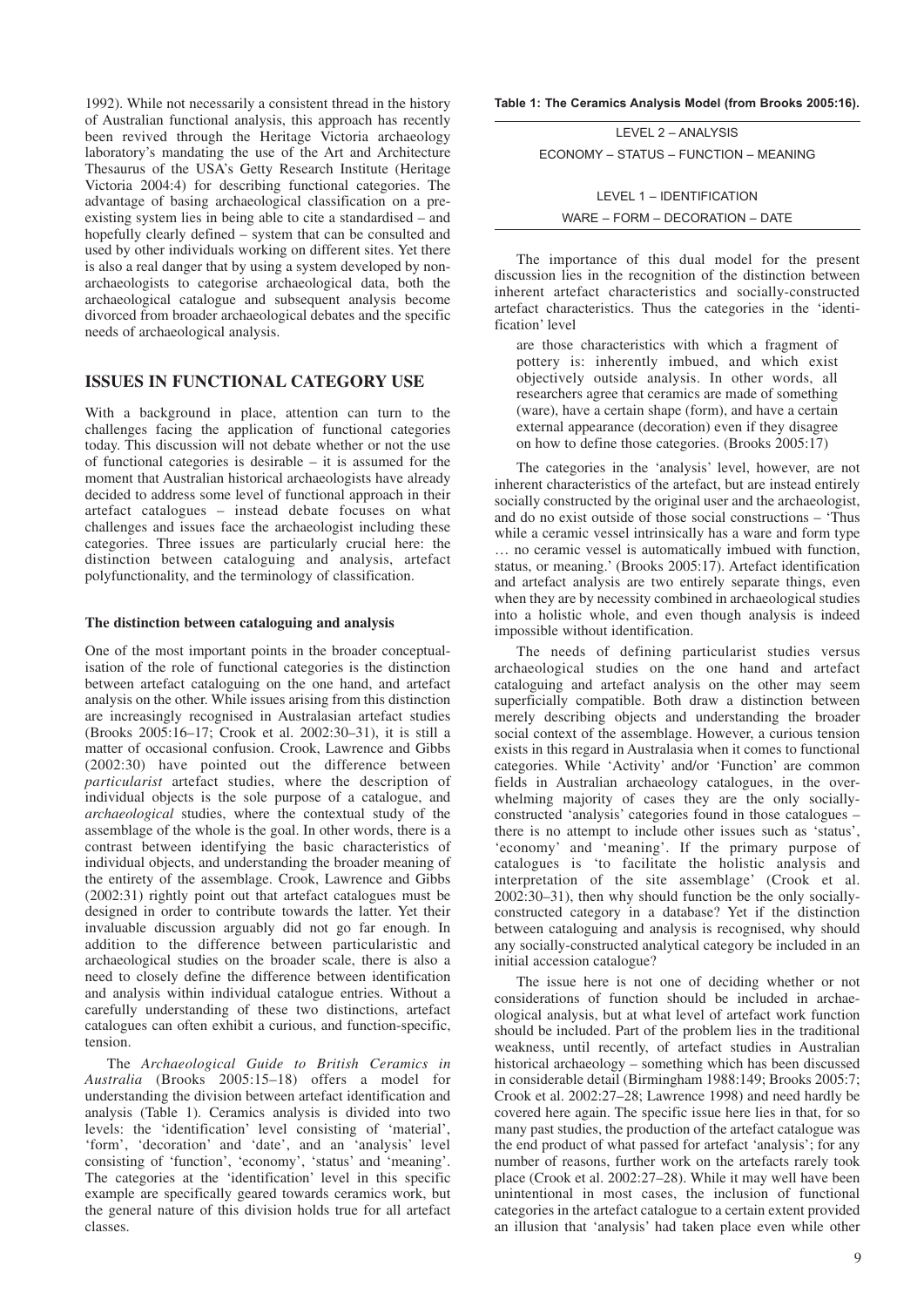1992). While not necessarily a consistent thread in the history of Australian functional analysis, this approach has recently been revived through the Heritage Victoria archaeology laboratory's mandating the use of the Art and Architecture Thesaurus of the USA's Getty Research Institute (Heritage Victoria 2004:4) for describing functional categories. The advantage of basing archaeological classification on a pre-existing system lies in being able to cite a standardised – and hopefully clearly defined – system that can be consulted and used by other individuals working on different sites. Yet there is also a real danger that by using a system developed by non-archaeologists to categorise archaeological data, both the archaeological catalogue and subsequent analysis become divorced from broader archaeological debates and the specific needs of archaeological analysis.

## ISSUES IN FUNCTIONAL CATEGORY USE

With a background in place, attention can turn to the challenges facing the application of functional categories today. This discussion will not debate whether or not the use of functional categories is desirable – it is assumed for the moment that Australian historical archaeologists have already decided to address some level of functional approach in their artefact catalogues – instead debate focuses on what challenges and issues face the archaeologist including these categories. Three issues are particularly crucial here: the distinction between cataloguing and analysis, artefact polyfunctionality, and the terminology of classification.

### The distinction between cataloguing and analysis

One of the most important points in the broader conceptualisation of the role of functional categories is the distinction between artefact cataloguing on the one hand, and artefact analysis on the other. While issues arising from this distinction are increasingly recognised in Australasian artefact studies (Brooks 2005:16–17; Crook et al. 2002:30–31), it is still a matter of occasional confusion. Crook, Lawrence and Gibbs (2002:30) have pointed out the difference between *particularist* artefact studies, where the description of individual objects is the sole purpose of a catalogue, and *archaeological* studies, where the contextual study of the assemblage of the whole is the goal. In other words, there is a contrast between identifying the basic characteristics of individual objects, and understanding the broader meaning of the entirety of the assemblage. Crook, Lawrence and Gibbs (2002:31) rightly point out that artefact catalogues must be designed in order to contribute towards the latter. Yet their invaluable discussion arguably did not go far enough. In addition to the difference between particularistic and archaeological studies on the broader scale, there is also a need to closely define the difference between identification and analysis within individual catalogue entries. Without a carefully understanding of these two distinctions, artefact catalogues can often exhibit a curious, and function-specific, tension.

The *Archaeological Guide to British Ceramics in Australia* (Brooks 2005:15–18) offers a model for understanding the division between artefact identification and analysis (Table 1). Ceramics analysis is divided into two levels: the 'identification' level consisting of 'material', 'form', 'decoration' and 'date', and an 'analysis' level consisting of 'function', 'economy', 'status' and 'meaning'. The categories at the 'identification' level in this specific example are specifically geared towards ceramics work, but the general nature of this division holds true for all artefact classes.

**Table 1: The Ceramics Analysis Model (from Brooks 2005:16).**

| |
|---|
| LEVEL 2 – ANALYSIS |
| ECONOMY – STATUS – FUNCTION – MEANING |
| LEVEL 1 – IDENTIFICATION |
| WARE – FORM – DECORATION – DATE |

The importance of this dual model for the present discussion lies in the recognition of the distinction between inherent artefact characteristics and socially-constructed artefact characteristics. Thus the categories in the 'identification' level

> are those characteristics with which a fragment of pottery is: inherently imbued, and which exist objectively outside analysis. In other words, all researchers agree that ceramics are made of something (ware), have a certain shape (form), and have a certain external appearance (decoration) even if they disagree on how to define those categories. (Brooks 2005:17)

The categories in the 'analysis' level, however, are not inherent characteristics of the artefact, but are instead entirely socially constructed by the original user and the archaeologist, and do no exist outside of those social constructions – 'Thus while a ceramic vessel intrinsically has a ware and form type … no ceramic vessel is automatically imbued with function, status, or meaning.' (Brooks 2005:17). Artefact identification and artefact analysis are two entirely separate things, even when they are by necessity combined in archaeological studies into a holistic whole, and even though analysis is indeed impossible without identification.

The needs of defining particularist studies versus archaeological studies on the one hand and artefact cataloguing and artefact analysis on the other may seem superficially compatible. Both draw a distinction between merely describing objects and understanding the broader social context of the assemblage. However, a curious tension exists in this regard in Australasia when it comes to functional categories. While 'Activity' and/or 'Function' are common fields in Australian archaeology catalogues, in the overwhelming majority of cases they are the only socially-constructed 'analysis' categories found in those catalogues – there is no attempt to include other issues such as 'status', 'economy' and 'meaning'. If the primary purpose of catalogues is 'to facilitate the holistic analysis and interpretation of the site assemblage' (Crook et al. 2002:30–31), then why should function be the only socially-constructed category in a database? Yet if the distinction between cataloguing and analysis is recognised, why should any socially-constructed analytical category be included in an initial accession catalogue?

The issue here is not one of deciding whether or not considerations of function should be included in archaeological analysis, but at what level of artefact work function should be included. Part of the problem lies in the traditional weakness, until recently, of artefact studies in Australian historical archaeology – something which has been discussed in considerable detail (Birmingham 1988:149; Brooks 2005:7; Crook et al. 2002:27–28; Lawrence 1998) and need hardly be covered here again. The specific issue here lies in that, for so many past studies, the production of the artefact catalogue was the end product of what passed for artefact 'analysis'; for any number of reasons, further work on the artefacts rarely took place (Crook et al. 2002:27–28). While it may well have been unintentional in most cases, the inclusion of functional categories in the artefact catalogue to a certain extent provided an illusion that 'analysis' had taken place even while other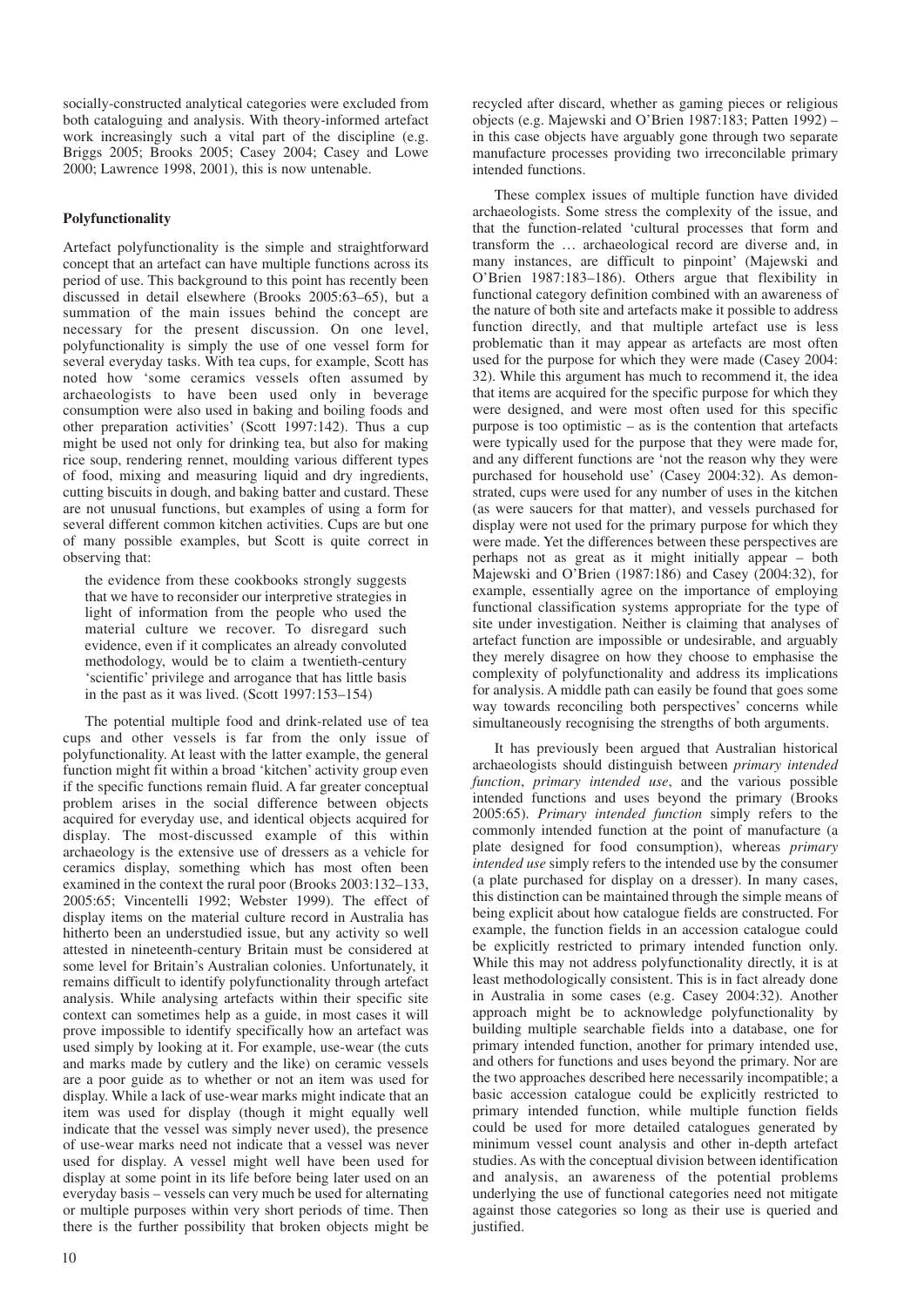socially-constructed analytical categories were excluded from both cataloguing and analysis. With theory-informed artefact work increasingly such a vital part of the discipline (e.g. Briggs 2005; Brooks 2005; Casey 2004; Casey and Lowe 2000; Lawrence 1998, 2001), this is now untenable.

## Polyfunctionality

Artefact polyfunctionality is the simple and straightforward concept that an artefact can have multiple functions across its period of use. This background to this point has recently been discussed in detail elsewhere (Brooks 2005:63–65), but a summation of the main issues behind the concept are necessary for the present discussion. On one level, polyfunctionality is simply the use of one vessel form for several everyday tasks. With tea cups, for example, Scott has noted how 'some ceramics vessels often assumed by archaeologists to have been used only in beverage consumption were also used in baking and boiling foods and other preparation activities' (Scott 1997:142). Thus a cup might be used not only for drinking tea, but also for making rice soup, rendering rennet, moulding various different types of food, mixing and measuring liquid and dry ingredients, cutting biscuits in dough, and baking batter and custard. These are not unusual functions, but examples of using a form for several different common kitchen activities. Cups are but one of many possible examples, but Scott is quite correct in observing that:

> the evidence from these cookbooks strongly suggests that we have to reconsider our interpretive strategies in light of information from the people who used the material culture we recover. To disregard such evidence, even if it complicates an already convoluted methodology, would be to claim a twentieth-century 'scientific' privilege and arrogance that has little basis in the past as it was lived. (Scott 1997:153–154)

The potential multiple food and drink-related use of tea cups and other vessels is far from the only issue of polyfunctionality. At least with the latter example, the general function might fit within a broad 'kitchen' activity group even if the specific functions remain fluid. A far greater conceptual problem arises in the social difference between objects acquired for everyday use, and identical objects acquired for display. The most-discussed example of this within archaeology is the extensive use of dressers as a vehicle for ceramics display, something which has most often been examined in the context the rural poor (Brooks 2003:132–133, 2005:65; Vincentelli 1992; Webster 1999). The effect of display items on the material culture record in Australia has hitherto been an understudied issue, but any activity so well attested in nineteenth-century Britain must be considered at some level for Britain's Australian colonies. Unfortunately, it remains difficult to identify polyfunctionality through artefact analysis. While analysing artefacts within their specific site context can sometimes help as a guide, in most cases it will prove impossible to identify specifically how an artefact was used simply by looking at it. For example, use-wear (the cuts and marks made by cutlery and the like) on ceramic vessels are a poor guide as to whether or not an item was used for display. While a lack of use-wear marks might indicate that an item was used for display (though it might equally well indicate that the vessel was simply never used), the presence of use-wear marks need not indicate that a vessel was never used for display. A vessel might well have been used for display at some point in its life before being later used on an everyday basis – vessels can very much be used for alternating or multiple purposes within very short periods of time. Then there is the further possibility that broken objects might be recycled after discard, whether as gaming pieces or religious objects (e.g. Majewski and O'Brien 1987:183; Patten 1992) – in this case objects have arguably gone through two separate manufacture processes providing two irreconcilable primary intended functions.

These complex issues of multiple function have divided archaeologists. Some stress the complexity of the issue, and that the function-related 'cultural processes that form and transform the … archaeological record are diverse and, in many instances, are difficult to pinpoint' (Majewski and O'Brien 1987:183–186). Others argue that flexibility in functional category definition combined with an awareness of the nature of both site and artefacts make it possible to address function directly, and that multiple artefact use is less problematic than it may appear as artefacts are most often used for the purpose for which they were made (Casey 2004: 32). While this argument has much to recommend it, the idea that items are acquired for the specific purpose for which they were designed, and were most often used for this specific purpose is too optimistic – as is the contention that artefacts were typically used for the purpose that they were made for, and any different functions are 'not the reason why they were purchased for household use' (Casey 2004:32). As demonstrated, cups were used for any number of uses in the kitchen (as were saucers for that matter), and vessels purchased for display were not used for the primary purpose for which they were made. Yet the differences between these perspectives are perhaps not as great as it might initially appear – both Majewski and O'Brien (1987:186) and Casey (2004:32), for example, essentially agree on the importance of employing functional classification systems appropriate for the type of site under investigation. Neither is claiming that analyses of artefact function are impossible or undesirable, and arguably they merely disagree on how they choose to emphasise the complexity of polyfunctionality and address its implications for analysis. A middle path can easily be found that goes some way towards reconciling both perspectives' concerns while simultaneously recognising the strengths of both arguments.

It has previously been argued that Australian historical archaeologists should distinguish between *primary intended function*, *primary intended use*, and the various possible intended functions and uses beyond the primary (Brooks 2005:65). *Primary intended function* simply refers to the commonly intended function at the point of manufacture (a plate designed for food consumption), whereas *primary intended use* simply refers to the intended use by the consumer (a plate purchased for display on a dresser). In many cases, this distinction can be maintained through the simple means of being explicit about how catalogue fields are constructed. For example, the function fields in an accession catalogue could be explicitly restricted to primary intended function only. While this may not address polyfunctionality directly, it is at least methodologically consistent. This is in fact already done in Australia in some cases (e.g. Casey 2004:32). Another approach might be to acknowledge polyfunctionality by building multiple searchable fields into a database, one for primary intended function, another for primary intended use, and others for functions and uses beyond the primary. Nor are the two approaches described here necessarily incompatible; a basic accession catalogue could be explicitly restricted to primary intended function, while multiple function fields could be used for more detailed catalogues generated by minimum vessel count analysis and other in-depth artefact studies. As with the conceptual division between identification and analysis, an awareness of the potential problems underlying the use of functional categories need not mitigate against those categories so long as their use is queried and justified.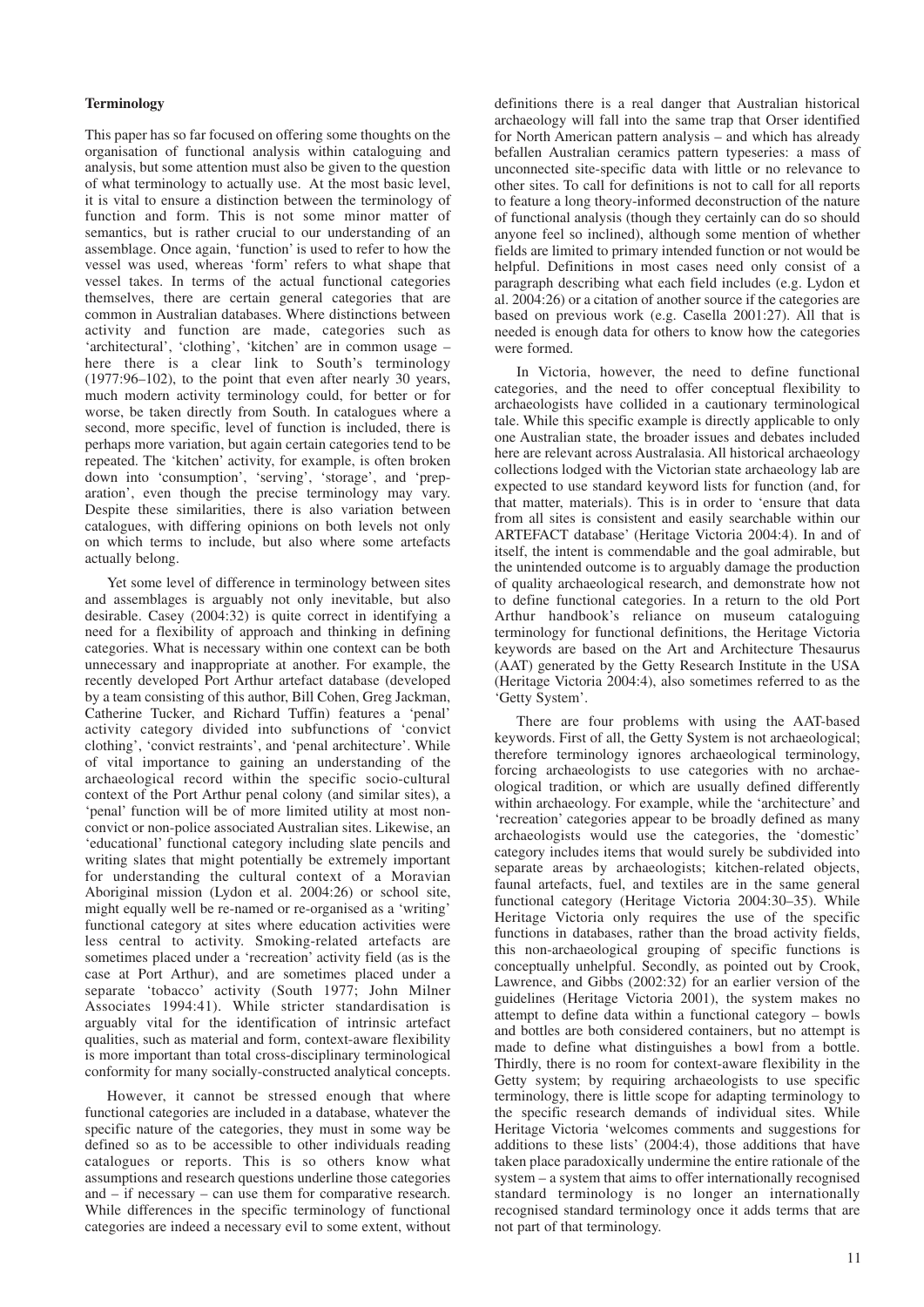### Terminology

This paper has so far focused on offering some thoughts on the organisation of functional analysis within cataloguing and analysis, but some attention must also be given to the question of what terminology to actually use. At the most basic level, it is vital to ensure a distinction between the terminology of function and form. This is not some minor matter of semantics, but is rather crucial to our understanding of an assemblage. Once again, 'function' is used to refer to how the vessel was used, whereas 'form' refers to what shape that vessel takes. In terms of the actual functional categories themselves, there are certain general categories that are common in Australian databases. Where distinctions between activity and function are made, categories such as 'architectural', 'clothing', 'kitchen' are in common usage – here there is a clear link to South's terminology (1977:96–102), to the point that even after nearly 30 years, much modern activity terminology could, for better or for worse, be taken directly from South. In catalogues where a second, more specific, level of function is included, there is perhaps more variation, but again certain categories tend to be repeated. The 'kitchen' activity, for example, is often broken down into 'consumption', 'serving', 'storage', and 'preparation', even though the precise terminology may vary. Despite these similarities, there is also variation between catalogues, with differing opinions on both levels not only on which terms to include, but also where some artefacts actually belong.

Yet some level of difference in terminology between sites and assemblages is arguably not only inevitable, but also desirable. Casey (2004:32) is quite correct in identifying a need for a flexibility of approach and thinking in defining categories. What is necessary within one context can be both unnecessary and inappropriate at another. For example, the recently developed Port Arthur artefact database (developed by a team consisting of this author, Bill Cohen, Greg Jackman, Catherine Tucker, and Richard Tuffin) features a 'penal' activity category divided into subfunctions of 'convict clothing', 'convict restraints', and 'penal architecture'. While of vital importance to gaining an understanding of the archaeological record within the specific socio-cultural context of the Port Arthur penal colony (and similar sites), a 'penal' function will be of more limited utility at most non-convict or non-police associated Australian sites. Likewise, an 'educational' functional category including slate pencils and writing slates that might potentially be extremely important for understanding the cultural context of a Moravian Aboriginal mission (Lydon et al. 2004:26) or school site, might equally well be re-named or re-organised as a 'writing' functional category at sites where education activities were less central to activity. Smoking-related artefacts are sometimes placed under a 'recreation' activity field (as is the case at Port Arthur), and are sometimes placed under a separate 'tobacco' activity (South 1977; John Milner Associates 1994:41). While stricter standardisation is arguably vital for the identification of intrinsic artefact qualities, such as material and form, context-aware flexibility is more important than total cross-disciplinary terminological conformity for many socially-constructed analytical concepts.

However, it cannot be stressed enough that where functional categories are included in a database, whatever the specific nature of the categories, they must in some way be defined so as to be accessible to other individuals reading catalogues or reports. This is so others know what assumptions and research questions underline those categories and – if necessary – can use them for comparative research. While differences in the specific terminology of functional categories are indeed a necessary evil to some extent, without definitions there is a real danger that Australian historical archaeology will fall into the same trap that Orser identified for North American pattern analysis – and which has already befallen Australian ceramics pattern typeseries: a mass of unconnected site-specific data with little or no relevance to other sites. To call for definitions is not to call for all reports to feature a long theory-informed deconstruction of the nature of functional analysis (though they certainly can do so should anyone feel so inclined), although some mention of whether fields are limited to primary intended function or not would be helpful. Definitions in most cases need only consist of a paragraph describing what each field includes (e.g. Lydon et al. 2004:26) or a citation of another source if the categories are based on previous work (e.g. Casella 2001:27). All that is needed is enough data for others to know how the categories were formed.

In Victoria, however, the need to define functional categories, and the need to offer conceptual flexibility to archaeologists have collided in a cautionary terminological tale. While this specific example is directly applicable to only one Australian state, the broader issues and debates included here are relevant across Australasia. All historical archaeology collections lodged with the Victorian state archaeology lab are expected to use standard keyword lists for function (and, for that matter, materials). This is in order to 'ensure that data from all sites is consistent and easily searchable within our ARTEFACT database' (Heritage Victoria 2004:4). In and of itself, the intent is commendable and the goal admirable, but the unintended outcome is to arguably damage the production of quality archaeological research, and demonstrate how not to define functional categories. In a return to the old Port Arthur handbook's reliance on museum cataloguing terminology for functional definitions, the Heritage Victoria keywords are based on the Art and Architecture Thesaurus (AAT) generated by the Getty Research Institute in the USA (Heritage Victoria 2004:4), also sometimes referred to as the 'Getty System'.

There are four problems with using the AAT-based keywords. First of all, the Getty System is not archaeological; therefore terminology ignores archaeological terminology, forcing archaeologists to use categories with no archaeological tradition, or which are usually defined differently within archaeology. For example, while the 'architecture' and 'recreation' categories appear to be broadly defined as many archaeologists would use the categories, the 'domestic' category includes items that would surely be subdivided into separate areas by archaeologists; kitchen-related objects, faunal artefacts, fuel, and textiles are in the same general functional category (Heritage Victoria 2004:30–35). While Heritage Victoria only requires the use of the specific functions in databases, rather than the broad activity fields, this non-archaeological grouping of specific functions is conceptually unhelpful. Secondly, as pointed out by Crook, Lawrence, and Gibbs (2002:32) for an earlier version of the guidelines (Heritage Victoria 2001), the system makes no attempt to define data within a functional category – bowls and bottles are both considered containers, but no attempt is made to define what distinguishes a bowl from a bottle. Thirdly, there is no room for context-aware flexibility in the Getty system; by requiring archaeologists to use specific terminology, there is little scope for adapting terminology to the specific research demands of individual sites. While Heritage Victoria 'welcomes comments and suggestions for additions to these lists' (2004:4), those additions that have taken place paradoxically undermine the entire rationale of the system – a system that aims to offer internationally recognised standard terminology is no longer an internationally recognised standard terminology once it adds terms that are not part of that terminology.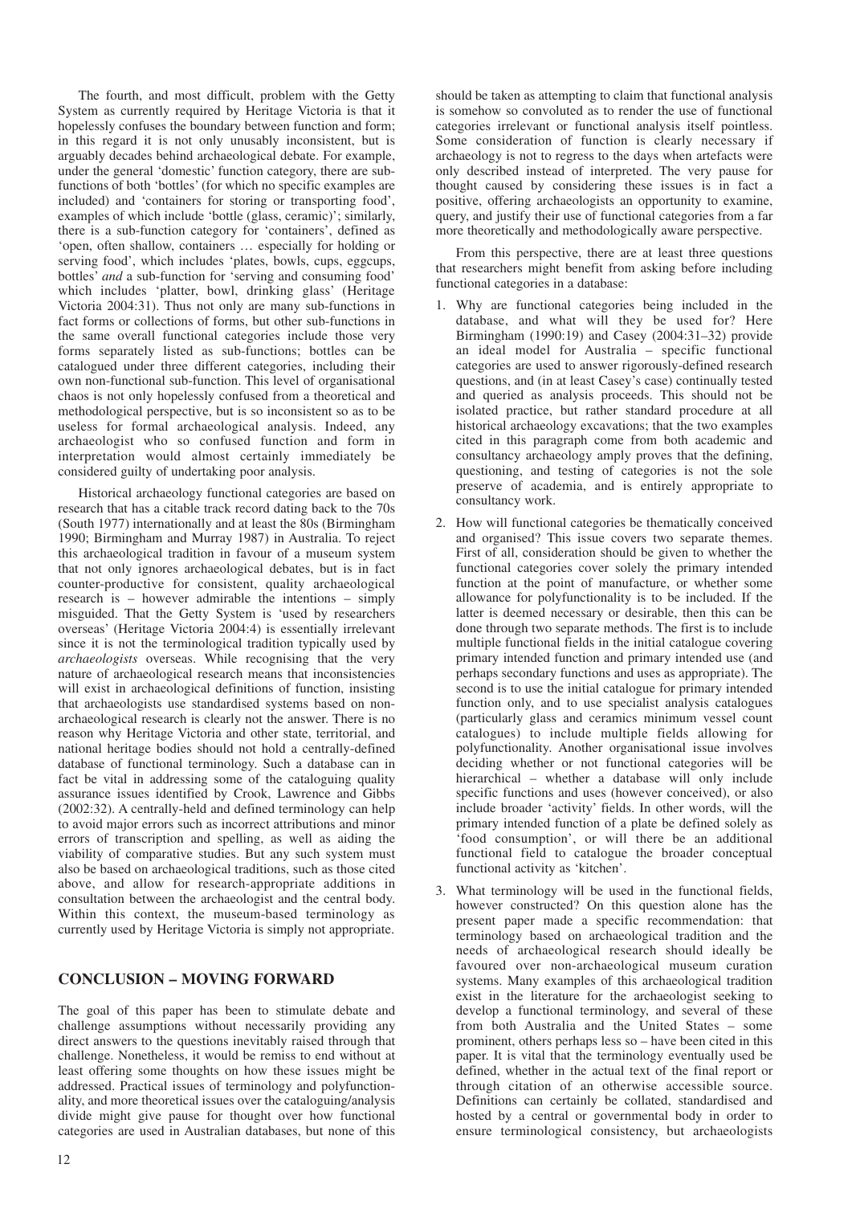The fourth, and most difficult, problem with the Getty System as currently required by Heritage Victoria is that it hopelessly confuses the boundary between function and form; in this regard it is not only unusably inconsistent, but is arguably decades behind archaeological debate. For example, under the general 'domestic' function category, there are sub-functions of both 'bottles' (for which no specific examples are included) and 'containers for storing or transporting food', examples of which include 'bottle (glass, ceramic)'; similarly, there is a sub-function category for 'containers', defined as 'open, often shallow, containers … especially for holding or serving food', which includes 'plates, bowls, cups, eggcups, bottles' *and* a sub-function for 'serving and consuming food' which includes 'platter, bowl, drinking glass' (Heritage Victoria 2004:31). Thus not only are many sub-functions in fact forms or collections of forms, but other sub-functions in the same overall functional categories include those very forms separately listed as sub-functions; bottles can be catalogued under three different categories, including their own non-functional sub-function. This level of organisational chaos is not only hopelessly confused from a theoretical and methodological perspective, but is so inconsistent so as to be useless for formal archaeological analysis. Indeed, any archaeologist who so confused function and form in interpretation would almost certainly immediately be considered guilty of undertaking poor analysis.

Historical archaeology functional categories are based on research that has a citable track record dating back to the 70s (South 1977) internationally and at least the 80s (Birmingham 1990; Birmingham and Murray 1987) in Australia. To reject this archaeological tradition in favour of a museum system that not only ignores archaeological debates, but is in fact counter-productive for consistent, quality archaeological research is – however admirable the intentions – simply misguided. That the Getty System is 'used by researchers overseas' (Heritage Victoria 2004:4) is essentially irrelevant since it is not the terminological tradition typically used by *archaeologists* overseas. While recognising that the very nature of archaeological research means that inconsistencies will exist in archaeological definitions of function, insisting that archaeologists use standardised systems based on non-archaeological research is clearly not the answer. There is no reason why Heritage Victoria and other state, territorial, and national heritage bodies should not hold a centrally-defined database of functional terminology. Such a database can in fact be vital in addressing some of the cataloguing quality assurance issues identified by Crook, Lawrence and Gibbs (2002:32). A centrally-held and defined terminology can help to avoid major errors such as incorrect attributions and minor errors of transcription and spelling, as well as aiding the viability of comparative studies. But any such system must also be based on archaeological traditions, such as those cited above, and allow for research-appropriate additions in consultation between the archaeologist and the central body. Within this context, the museum-based terminology as currently used by Heritage Victoria is simply not appropriate.

## CONCLUSION – MOVING FORWARD

The goal of this paper has been to stimulate debate and challenge assumptions without necessarily providing any direct answers to the questions inevitably raised through that challenge. Nonetheless, it would be remiss to end without at least offering some thoughts on how these issues might be addressed. Practical issues of terminology and polyfunctionality, and more theoretical issues over the cataloguing/analysis divide might give pause for thought over how functional categories are used in Australian databases, but none of this should be taken as attempting to claim that functional analysis is somehow so convoluted as to render the use of functional categories irrelevant or functional analysis itself pointless. Some consideration of function is clearly necessary if archaeology is not to regress to the days when artefacts were only described instead of interpreted. The very pause for thought caused by considering these issues is in fact a positive, offering archaeologists an opportunity to examine, query, and justify their use of functional categories from a far more theoretically and methodologically aware perspective.

From this perspective, there are at least three questions that researchers might benefit from asking before including functional categories in a database:

1. Why are functional categories being included in the database, and what will they be used for? Here Birmingham (1990:19) and Casey (2004:31–32) provide an ideal model for Australia – specific functional categories are used to answer rigorously-defined research questions, and (in at least Casey's case) continually tested and queried as analysis proceeds. This should not be isolated practice, but rather standard procedure at all historical archaeology excavations; that the two examples cited in this paragraph come from both academic and consultancy archaeology amply proves that the defining, questioning, and testing of categories is not the sole preserve of academia, and is entirely appropriate to consultancy work.
2. How will functional categories be thematically conceived and organised? This issue covers two separate themes. First of all, consideration should be given to whether the functional categories cover solely the primary intended function at the point of manufacture, or whether some allowance for polyfunctionality is to be included. If the latter is deemed necessary or desirable, then this can be done through two separate methods. The first is to include multiple functional fields in the initial catalogue covering primary intended function and primary intended use (and perhaps secondary functions and uses as appropriate). The second is to use the initial catalogue for primary intended function only, and to use specialist analysis catalogues (particularly glass and ceramics minimum vessel count catalogues) to include multiple fields allowing for polyfunctionality. Another organisational issue involves deciding whether or not functional categories will be hierarchical – whether a database will only include specific functions and uses (however conceived), or also include broader 'activity' fields. In other words, will the primary intended function of a plate be defined solely as 'food consumption', or will there be an additional functional field to catalogue the broader conceptual functional activity as 'kitchen'.
3. What terminology will be used in the functional fields, however constructed? On this question alone has the present paper made a specific recommendation: that terminology based on archaeological tradition and the needs of archaeological research should ideally be favoured over non-archaeological museum curation systems. Many examples of this archaeological tradition exist in the literature for the archaeologist seeking to develop a functional terminology, and several of these from both Australia and the United States – some prominent, others perhaps less so – have been cited in this paper. It is vital that the terminology eventually used be defined, whether in the actual text of the final report or through citation of an otherwise accessible source. Definitions can certainly be collated, standardised and hosted by a central or governmental body in order to ensure terminological consistency, but archaeologists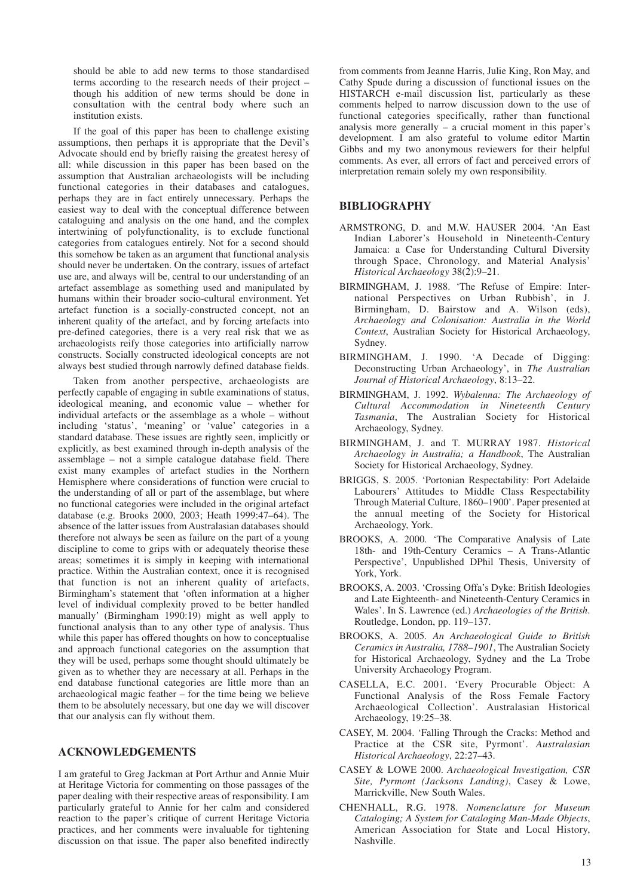should be able to add new terms to those standardised terms according to the research needs of their project – though his addition of new terms should be done in consultation with the central body where such an institution exists.

If the goal of this paper has been to challenge existing assumptions, then perhaps it is appropriate that the Devil's Advocate should end by briefly raising the greatest heresy of all: while discussion in this paper has been based on the assumption that Australian archaeologists will be including functional categories in their databases and catalogues, perhaps they are in fact entirely unnecessary. Perhaps the easiest way to deal with the conceptual difference between cataloguing and analysis on the one hand, and the complex intertwining of polyfunctionality, is to exclude functional categories from catalogues entirely. Not for a second should this somehow be taken as an argument that functional analysis should never be undertaken. On the contrary, issues of artefact use are, and always will be, central to our understanding of an artefact assemblage as something used and manipulated by humans within their broader socio-cultural environment. Yet artefact function is a socially-constructed concept, not an inherent quality of the artefact, and by forcing artefacts into pre-defined categories, there is a very real risk that we as archaeologists reify those categories into artificially narrow constructs. Socially constructed ideological concepts are not always best studied through narrowly defined database fields.

Taken from another perspective, archaeologists are perfectly capable of engaging in subtle examinations of status, ideological meaning, and economic value – whether for individual artefacts or the assemblage as a whole – without including 'status', 'meaning' or 'value' categories in a standard database. These issues are rightly seen, implicitly or explicitly, as best examined through in-depth analysis of the assemblage – not a simple catalogue database field. There exist many examples of artefact studies in the Northern Hemisphere where considerations of function were crucial to the understanding of all or part of the assemblage, but where no functional categories were included in the original artefact database (e.g. Brooks 2000, 2003; Heath 1999:47–64). The absence of the latter issues from Australasian databases should therefore not always be seen as failure on the part of a young discipline to come to grips with or adequately theorise these areas; sometimes it is simply in keeping with international practice. Within the Australian context, once it is recognised that function is not an inherent quality of artefacts, Birmingham's statement that 'often information at a higher level of individual complexity proved to be better handled manually' (Birmingham 1990:19) might as well apply to functional analysis than to any other type of analysis. Thus while this paper has offered thoughts on how to conceptualise and approach functional categories on the assumption that they will be used, perhaps some thought should ultimately be given as to whether they are necessary at all. Perhaps in the end database functional categories are little more than an archaeological magic feather – for the time being we believe them to be absolutely necessary, but one day we will discover that our analysis can fly without them.

## ACKNOWLEDGEMENTS

I am grateful to Greg Jackman at Port Arthur and Annie Muir at Heritage Victoria for commenting on those passages of the paper dealing with their respective areas of responsibility. I am particularly grateful to Annie for her calm and considered reaction to the paper's critique of current Heritage Victoria practices, and her comments were invaluable for tightening discussion on that issue. The paper also benefited indirectly from comments from Jeanne Harris, Julie King, Ron May, and Cathy Spude during a discussion of functional issues on the HISTARCH e-mail discussion list, particularly as these comments helped to narrow discussion down to the use of functional categories specifically, rather than functional analysis more generally – a crucial moment in this paper's development. I am also grateful to volume editor Martin Gibbs and my two anonymous reviewers for their helpful comments. As ever, all errors of fact and perceived errors of interpretation remain solely my own responsibility.

## BIBLIOGRAPHY

ARMSTRONG, D. and M.W. HAUSER 2004. 'An East Indian Laborer's Household in Nineteenth-Century Jamaica: a Case for Understanding Cultural Diversity through Space, Chronology, and Material Analysis' *Historical Archaeology* 38(2):9–21.

BIRMINGHAM, J. 1988. 'The Refuse of Empire: International Perspectives on Urban Rubbish', in J. Birmingham, D. Bairstow and A. Wilson (eds), *Archaeology and Colonisation: Australia in the World Context*, Australian Society for Historical Archaeology, Sydney.

BIRMINGHAM, J. 1990. 'A Decade of Digging: Deconstructing Urban Archaeology', in *The Australian Journal of Historical Archaeology*, 8:13–22.

BIRMINGHAM, J. 1992. *Wybalenna: The Archaeology of Cultural Accommodation in Nineteenth Century Tasmania*, The Australian Society for Historical Archaeology, Sydney.

BIRMINGHAM, J. and T. MURRAY 1987. *Historical Archaeology in Australia; a Handbook*, The Australian Society for Historical Archaeology, Sydney.

BRIGGS, S. 2005. 'Portonian Respectability: Port Adelaide Labourers' Attitudes to Middle Class Respectability Through Material Culture, 1860–1900'. Paper presented at the annual meeting of the Society for Historical Archaeology, York.

BROOKS, A. 2000. 'The Comparative Analysis of Late 18th- and 19th-Century Ceramics – A Trans-Atlantic Perspective', Unpublished DPhil Thesis, University of York, York.

BROOKS, A. 2003. 'Crossing Offa's Dyke: British Ideologies and Late Eighteenth- and Nineteenth-Century Ceramics in Wales'. In S. Lawrence (ed.) *Archaeologies of the British*. Routledge, London, pp. 119–137.

BROOKS, A. 2005. *An Archaeological Guide to British Ceramics in Australia, 1788–1901*, The Australian Society for Historical Archaeology, Sydney and the La Trobe University Archaeology Program.

CASELLA, E.C. 2001. 'Every Procurable Object: A Functional Analysis of the Ross Female Factory Archaeological Collection'. Australasian Historical Archaeology, 19:25–38.

CASEY, M. 2004. 'Falling Through the Cracks: Method and Practice at the CSR site, Pyrmont'. *Australasian Historical Archaeology*, 22:27–43.

CASEY & LOWE 2000. *Archaeological Investigation, CSR Site, Pyrmont (Jacksons Landing)*, Casey & Lowe, Marrickville, New South Wales.

CHENHALL, R.G. 1978. *Nomenclature for Museum Cataloging; A System for Cataloging Man-Made Objects*, American Association for State and Local History, Nashville.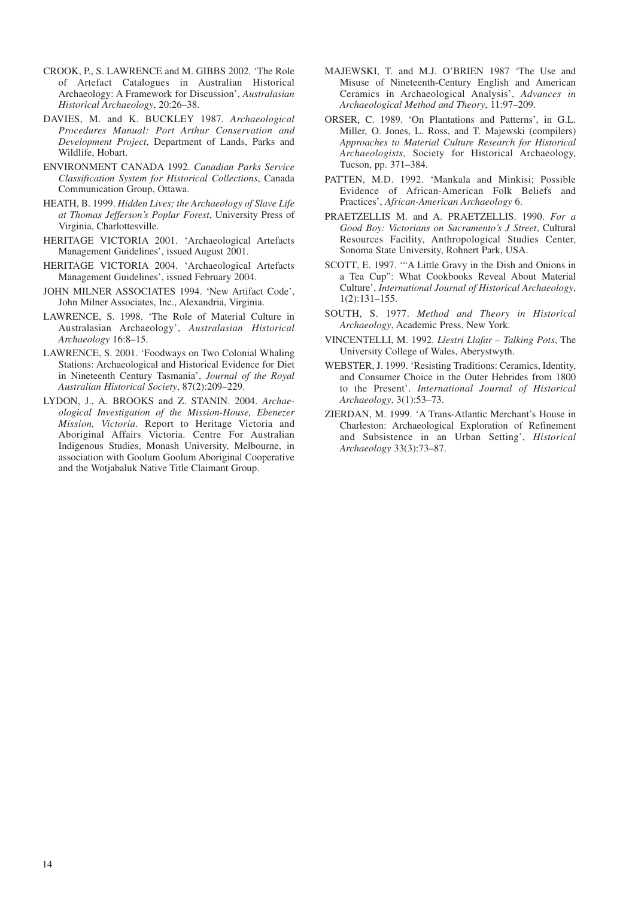CROOK, P., S. LAWRENCE and M. GIBBS 2002. 'The Role of Artefact Catalogues in Australian Historical Archaeology: A Framework for Discussion', *Australasian Historical Archaeology*, 20:26–38.

DAVIES, M. and K. BUCKLEY 1987. *Archaeological Procedures Manual: Port Arthur Conservation and Development Project*, Department of Lands, Parks and Wildlife, Hobart.

ENVIRONMENT CANADA 1992. *Canadian Parks Service Classification System for Historical Collections*, Canada Communication Group, Ottawa.

HEATH, B. 1999. *Hidden Lives; the Archaeology of Slave Life at Thomas Jefferson's Poplar Forest*, University Press of Virginia, Charlottesville.

HERITAGE VICTORIA 2001. 'Archaeological Artefacts Management Guidelines', issued August 2001.

HERITAGE VICTORIA 2004. 'Archaeological Artefacts Management Guidelines', issued February 2004.

JOHN MILNER ASSOCIATES 1994. 'New Artifact Code', John Milner Associates, Inc., Alexandria, Virginia.

LAWRENCE, S. 1998. 'The Role of Material Culture in Australasian Archaeology', *Australasian Historical Archaeology* 16:8–15.

LAWRENCE, S. 2001. 'Foodways on Two Colonial Whaling Stations: Archaeological and Historical Evidence for Diet in Nineteenth Century Tasmania', *Journal of the Royal Australian Historical Society*, 87(2):209–229.

LYDON, J., A. BROOKS and Z. STANIN. 2004. *Archaeological Investigation of the Mission-House, Ebenezer Mission, Victoria*. Report to Heritage Victoria and Aboriginal Affairs Victoria. Centre For Australian Indigenous Studies, Monash University, Melbourne, in association with Goolum Goolum Aboriginal Cooperative and the Wotjabaluk Native Title Claimant Group.

MAJEWSKI, T. and M.J. O'BRIEN 1987 'The Use and Misuse of Nineteenth-Century English and American Ceramics in Archaeological Analysis', *Advances in Archaeological Method and Theory*, 11:97–209.

ORSER, C. 1989. 'On Plantations and Patterns', in G.L. Miller, O. Jones, L. Ross, and T. Majewski (compilers) *Approaches to Material Culture Research for Historical Archaeologists*, Society for Historical Archaeology, Tucson, pp. 371–384.

PATTEN, M.D. 1992. 'Mankala and Minkisi; Possible Evidence of African-American Folk Beliefs and Practices', *African-American Archaeology* 6.

PRAETZELLIS M. and A. PRAETZELLIS. 1990. *For a Good Boy: Victorians on Sacramento's J Street*, Cultural Resources Facility, Anthropological Studies Center, Sonoma State University, Rohnert Park, USA.

SCOTT, E. 1997. '"A Little Gravy in the Dish and Onions in a Tea Cup": What Cookbooks Reveal About Material Culture', *International Journal of Historical Archaeology*, 1(2):131–155.

SOUTH, S. 1977. *Method and Theory in Historical Archaeology*, Academic Press, New York.

VINCENTELLI, M. 1992. *Llestri Llafar – Talking Pots*, The University College of Wales, Aberystwyth.

WEBSTER, J. 1999. 'Resisting Traditions: Ceramics, Identity, and Consumer Choice in the Outer Hebrides from 1800 to the Present'. *International Journal of Historical Archaeology*, 3(1):53–73.

ZIERDAN, M. 1999. 'A Trans-Atlantic Merchant's House in Charleston: Archaeological Exploration of Refinement and Subsistence in an Urban Setting', *Historical Archaeology* 33(3):73–87.